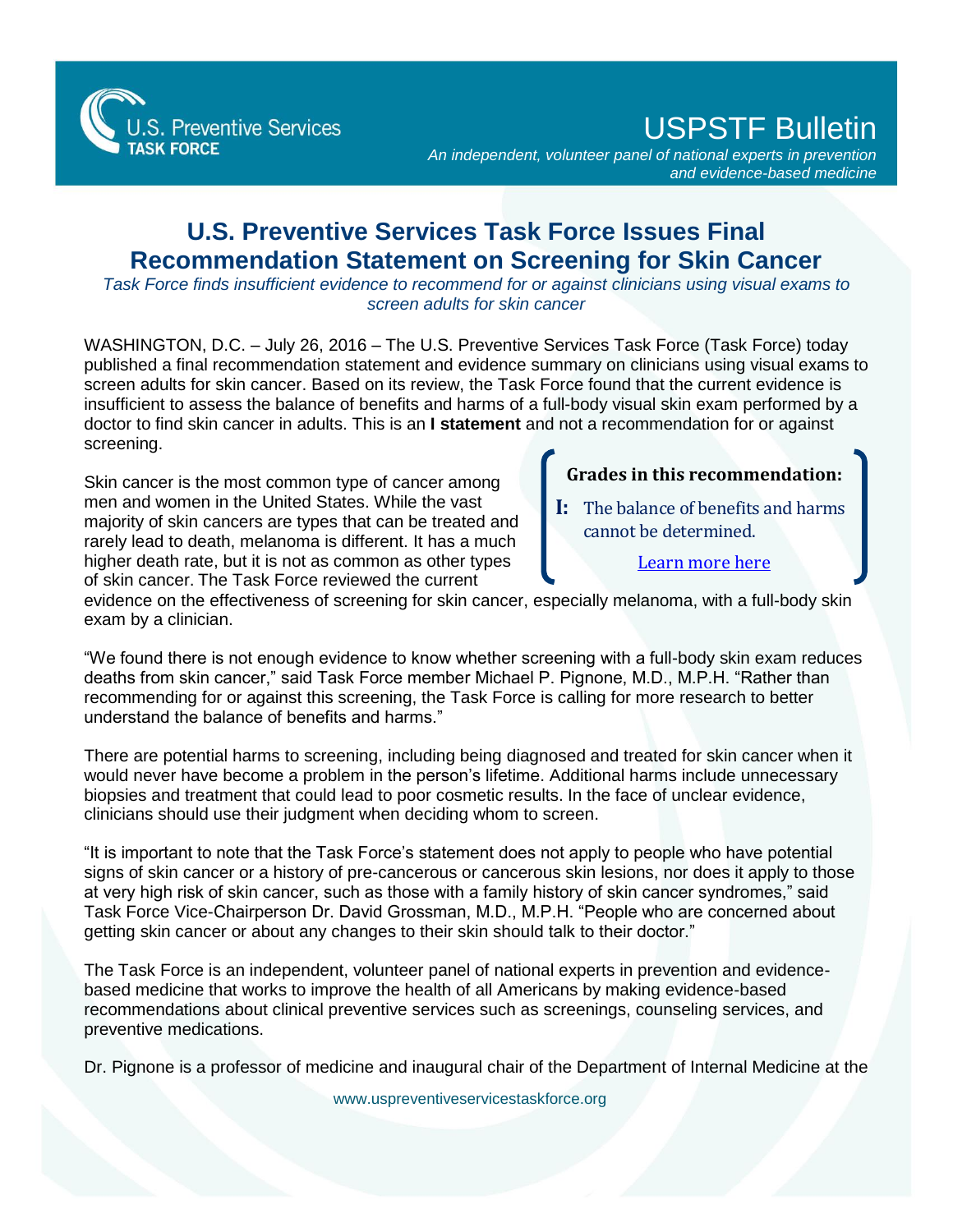U.S. Preventive Services TASK FORCE

# USPSTF Bulletin

*An independent, volunteer panel of national experts in prevention and evidence-based medicine*

## U.S. Preventive Services Task Force Issues Final Recommendation Statement on Screening for Skin Cancer

*Task Force finds insufficient evidence to recommend for or against clinicians using visual exams to screen adults for skin cancer*

WASHINGTON, D.C. – July 26, 2016 – The U.S. Preventive Services Task Force (Task Force) today published a final recommendation statement and evidence summary on clinicians using visual exams to screen adults for skin cancer. Based on its review, the Task Force found that the current evidence is insufficient to assess the balance of benefits and harms of a full-body visual skin exam performed by a doctor to find skin cancer in adults. This is an **I statement** and not a recommendation for or against screening.

> **Grades in this recommendation:**
>
> **I:** The balance of benefits and harms cannot be determined.
>
> Learn more here

Skin cancer is the most common type of cancer among men and women in the United States. While the vast majority of skin cancers are types that can be treated and rarely lead to death, melanoma is different. It has a much higher death rate, but it is not as common as other types of skin cancer. The Task Force reviewed the current evidence on the effectiveness of screening for skin cancer, especially melanoma, with a full-body skin exam by a clinician.

"We found there is not enough evidence to know whether screening with a full-body skin exam reduces deaths from skin cancer," said Task Force member Michael P. Pignone, M.D., M.P.H. "Rather than recommending for or against this screening, the Task Force is calling for more research to better understand the balance of benefits and harms."

There are potential harms to screening, including being diagnosed and treated for skin cancer when it would never have become a problem in the person's lifetime. Additional harms include unnecessary biopsies and treatment that could lead to poor cosmetic results. In the face of unclear evidence, clinicians should use their judgment when deciding whom to screen.

"It is important to note that the Task Force's statement does not apply to people who have potential signs of skin cancer or a history of pre-cancerous or cancerous skin lesions, nor does it apply to those at very high risk of skin cancer, such as those with a family history of skin cancer syndromes," said Task Force Vice-Chairperson Dr. David Grossman, M.D., M.P.H. "People who are concerned about getting skin cancer or about any changes to their skin should talk to their doctor."

The Task Force is an independent, volunteer panel of national experts in prevention and evidence-based medicine that works to improve the health of all Americans by making evidence-based recommendations about clinical preventive services such as screenings, counseling services, and preventive medications.

Dr. Pignone is a professor of medicine and inaugural chair of the Department of Internal Medicine at the

www.uspreventiveservicestaskforce.org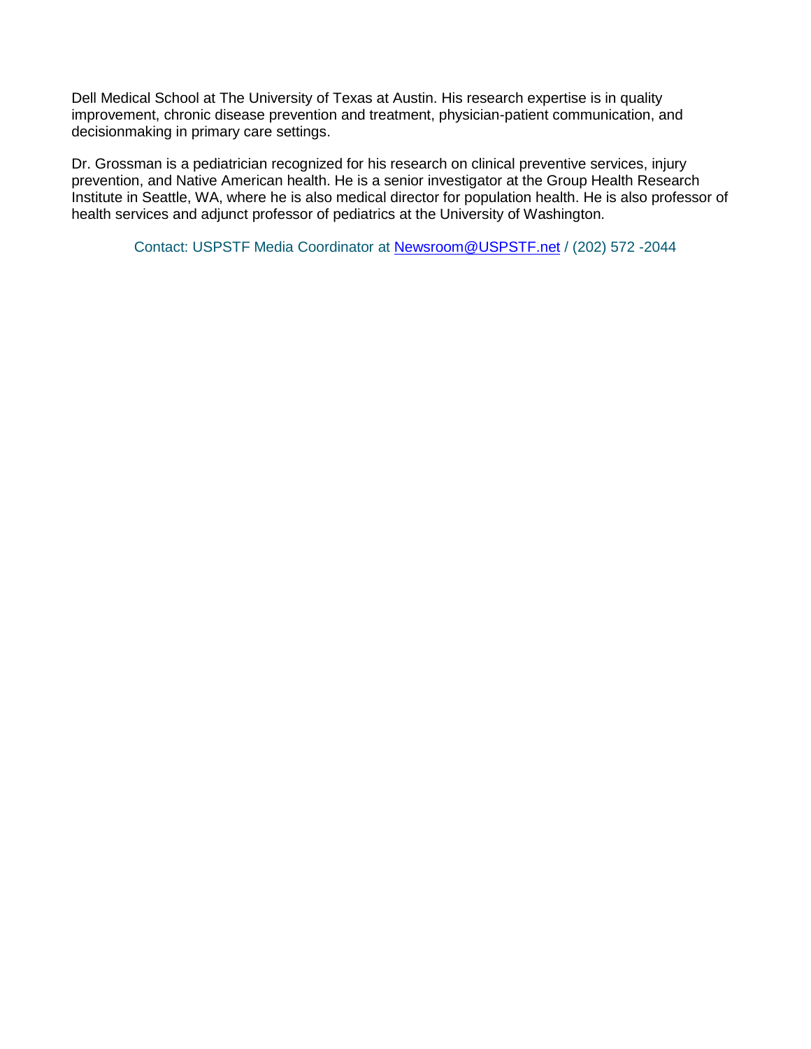Dell Medical School at The University of Texas at Austin. His research expertise is in quality improvement, chronic disease prevention and treatment, physician-patient communication, and decisionmaking in primary care settings.

Dr. Grossman is a pediatrician recognized for his research on clinical preventive services, injury prevention, and Native American health. He is a senior investigator at the Group Health Research Institute in Seattle, WA, where he is also medical director for population health. He is also professor of health services and adjunct professor of pediatrics at the University of Washington.

Contact: USPSTF Media Coordinator at Newsroom@USPSTF.net / (202) 572 -2044